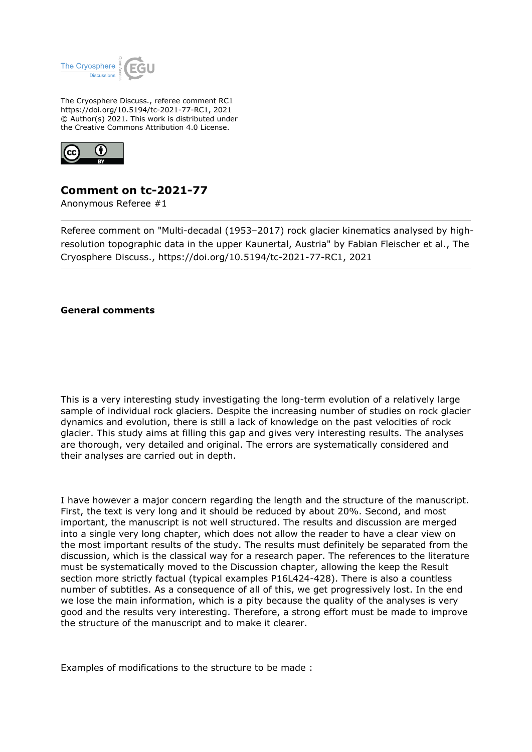The Cryosphere Discuss., referee comment RC1
https://doi.org/10.5194/tc-2021-77-RC1, 2021
© Author(s) 2021. This work is distributed under
the Creative Commons Attribution 4.0 License.

## Comment on tc-2021-77

Anonymous Referee #1

Referee comment on "Multi-decadal (1953–2017) rock glacier kinematics analysed by high-resolution topographic data in the upper Kaunertal, Austria" by Fabian Fleischer et al., The Cryosphere Discuss., https://doi.org/10.5194/tc-2021-77-RC1, 2021

### General comments

This is a very interesting study investigating the long-term evolution of a relatively large sample of individual rock glaciers. Despite the increasing number of studies on rock glacier dynamics and evolution, there is still a lack of knowledge on the past velocities of rock glacier. This study aims at filling this gap and gives very interesting results. The analyses are thorough, very detailed and original. The errors are systematically considered and their analyses are carried out in depth.

I have however a major concern regarding the length and the structure of the manuscript. First, the text is very long and it should be reduced by about 20%. Second, and most important, the manuscript is not well structured. The results and discussion are merged into a single very long chapter, which does not allow the reader to have a clear view on the most important results of the study. The results must definitely be separated from the discussion, which is the classical way for a research paper. The references to the literature must be systematically moved to the Discussion chapter, allowing the keep the Result section more strictly factual (typical examples P16L424-428). There is also a countless number of subtitles. As a consequence of all of this, we get progressively lost. In the end we lose the main information, which is a pity because the quality of the analyses is very good and the results very interesting. Therefore, a strong effort must be made to improve the structure of the manuscript and to make it clearer.

Examples of modifications to the structure to be made :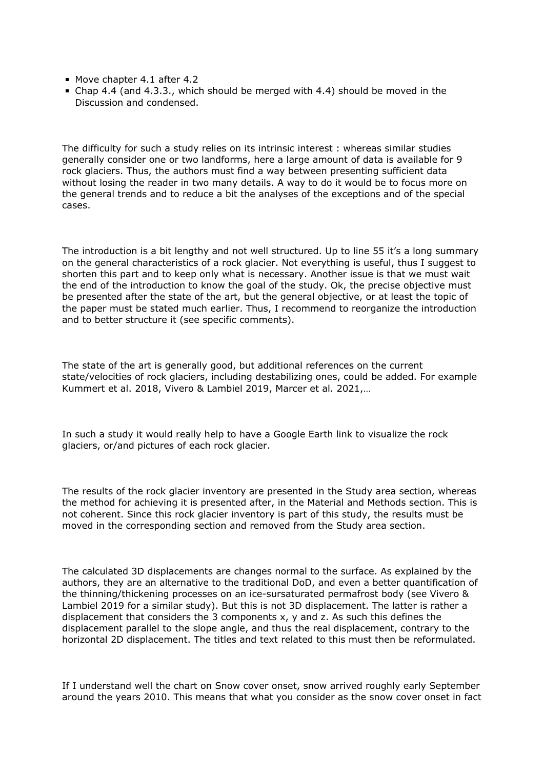- Move chapter 4.1 after 4.2
- Chap 4.4 (and 4.3.3., which should be merged with 4.4) should be moved in the Discussion and condensed.

The difficulty for such a study relies on its intrinsic interest : whereas similar studies generally consider one or two landforms, here a large amount of data is available for 9 rock glaciers. Thus, the authors must find a way between presenting sufficient data without losing the reader in two many details. A way to do it would be to focus more on the general trends and to reduce a bit the analyses of the exceptions and of the special cases.

The introduction is a bit lengthy and not well structured. Up to line 55 it's a long summary on the general characteristics of a rock glacier. Not everything is useful, thus I suggest to shorten this part and to keep only what is necessary. Another issue is that we must wait the end of the introduction to know the goal of the study. Ok, the precise objective must be presented after the state of the art, but the general objective, or at least the topic of the paper must be stated much earlier. Thus, I recommend to reorganize the introduction and to better structure it (see specific comments).

The state of the art is generally good, but additional references on the current state/velocities of rock glaciers, including destabilizing ones, could be added. For example Kummert et al. 2018, Vivero & Lambiel 2019, Marcer et al. 2021,…

In such a study it would really help to have a Google Earth link to visualize the rock glaciers, or/and pictures of each rock glacier.

The results of the rock glacier inventory are presented in the Study area section, whereas the method for achieving it is presented after, in the Material and Methods section. This is not coherent. Since this rock glacier inventory is part of this study, the results must be moved in the corresponding section and removed from the Study area section.

The calculated 3D displacements are changes normal to the surface. As explained by the authors, they are an alternative to the traditional DoD, and even a better quantification of the thinning/thickening processes on an ice-sursaturated permafrost body (see Vivero & Lambiel 2019 for a similar study). But this is not 3D displacement. The latter is rather a displacement that considers the 3 components x, y and z. As such this defines the displacement parallel to the slope angle, and thus the real displacement, contrary to the horizontal 2D displacement. The titles and text related to this must then be reformulated.

If I understand well the chart on Snow cover onset, snow arrived roughly early September around the years 2010. This means that what you consider as the snow cover onset in fact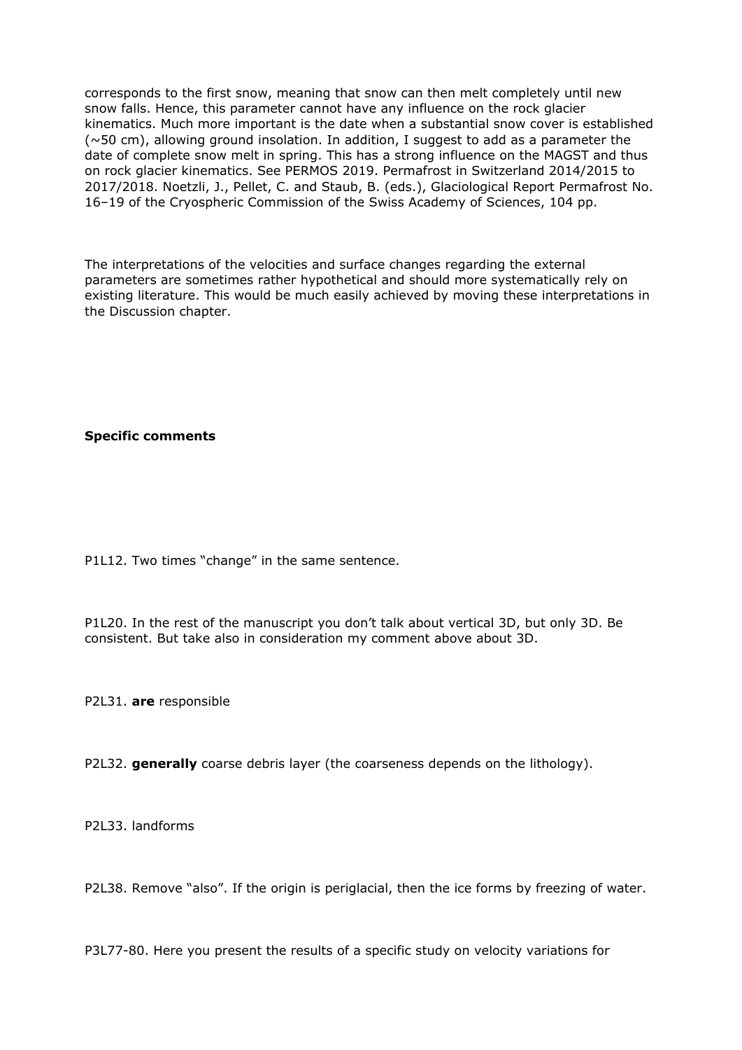corresponds to the first snow, meaning that snow can then melt completely until new snow falls. Hence, this parameter cannot have any influence on the rock glacier kinematics. Much more important is the date when a substantial snow cover is established (~50 cm), allowing ground insolation. In addition, I suggest to add as a parameter the date of complete snow melt in spring. This has a strong influence on the MAGST and thus on rock glacier kinematics. See PERMOS 2019. Permafrost in Switzerland 2014/2015 to 2017/2018. Noetzli, J., Pellet, C. and Staub, B. (eds.), Glaciological Report Permafrost No. 16–19 of the Cryospheric Commission of the Swiss Academy of Sciences, 104 pp.

The interpretations of the velocities and surface changes regarding the external parameters are sometimes rather hypothetical and should more systematically rely on existing literature. This would be much easily achieved by moving these interpretations in the Discussion chapter.

**Specific comments**

P1L12. Two times "change" in the same sentence.

P1L20. In the rest of the manuscript you don't talk about vertical 3D, but only 3D. Be consistent. But take also in consideration my comment above about 3D.

P2L31. **are** responsible

P2L32. **generally** coarse debris layer (the coarseness depends on the lithology).

P2L33. landforms

P2L38. Remove "also". If the origin is periglacial, then the ice forms by freezing of water.

P3L77-80. Here you present the results of a specific study on velocity variations for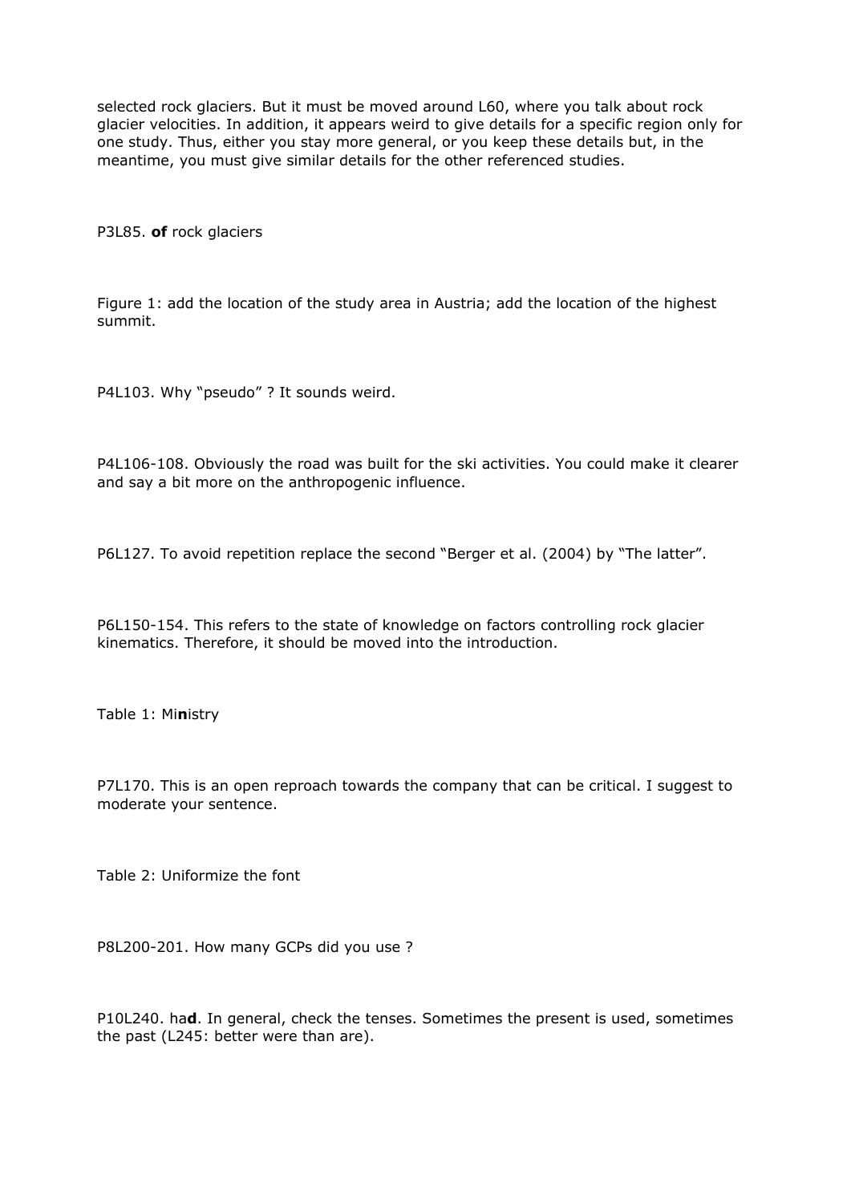selected rock glaciers. But it must be moved around L60, where you talk about rock glacier velocities. In addition, it appears weird to give details for a specific region only for one study. Thus, either you stay more general, or you keep these details but, in the meantime, you must give similar details for the other referenced studies.

P3L85. **of** rock glaciers

Figure 1: add the location of the study area in Austria; add the location of the highest summit.

P4L103. Why "pseudo" ? It sounds weird.

P4L106-108. Obviously the road was built for the ski activities. You could make it clearer and say a bit more on the anthropogenic influence.

P6L127. To avoid repetition replace the second "Berger et al. (2004) by "The latter".

P6L150-154. This refers to the state of knowledge on factors controlling rock glacier kinematics. Therefore, it should be moved into the introduction.

Table 1: Mi**n**istry

P7L170. This is an open reproach towards the company that can be critical. I suggest to moderate your sentence.

Table 2: Uniformize the font

P8L200-201. How many GCPs did you use ?

P10L240. ha**d**. In general, check the tenses. Sometimes the present is used, sometimes the past (L245: better were than are).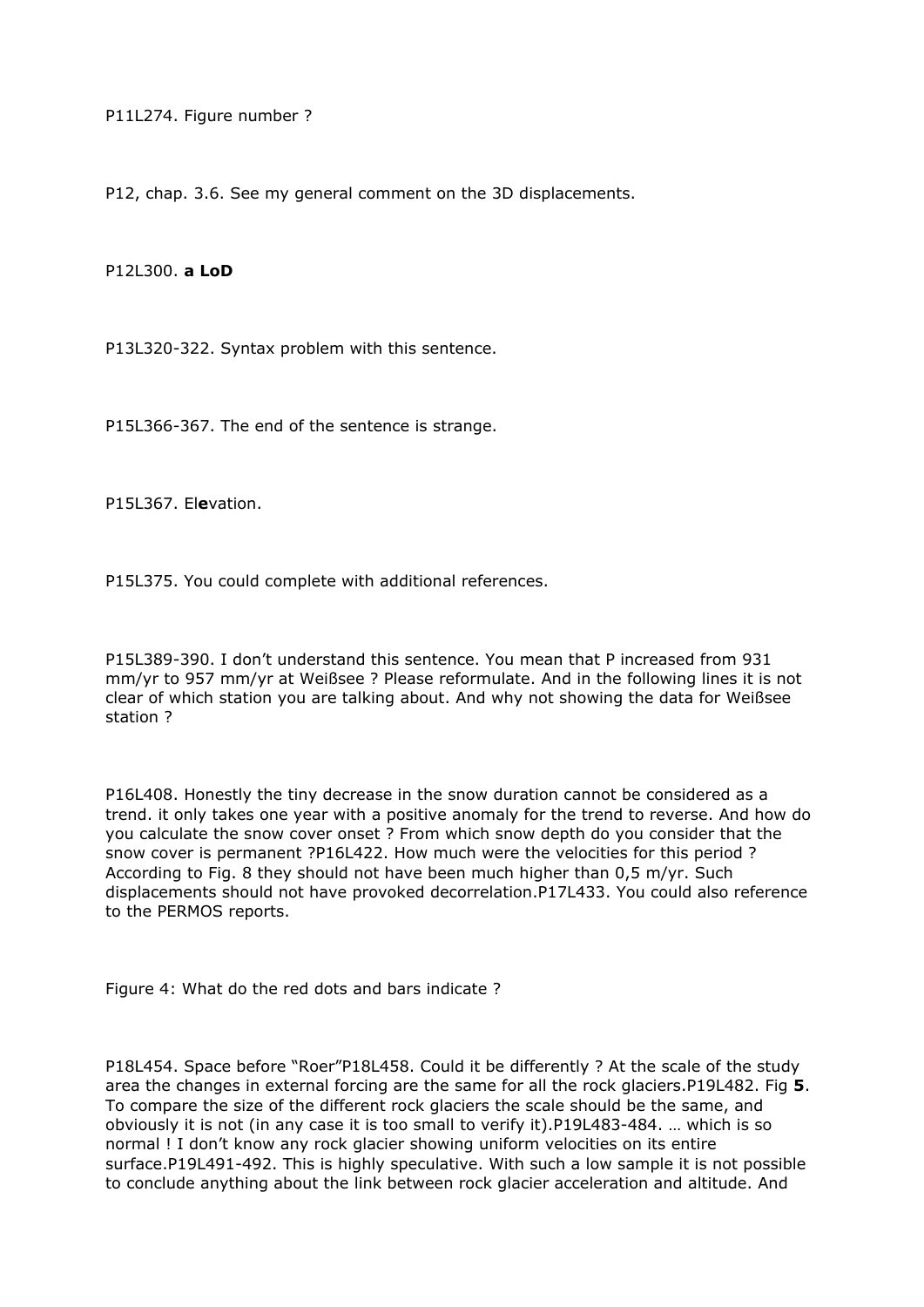P11L274. Figure number ?

P12, chap. 3.6. See my general comment on the 3D displacements.

P12L300. **a LoD**

P13L320-322. Syntax problem with this sentence.

P15L366-367. The end of the sentence is strange.

P15L367. El**e**vation.

P15L375. You could complete with additional references.

P15L389-390. I don't understand this sentence. You mean that P increased from 931 mm/yr to 957 mm/yr at Weißsee ? Please reformulate. And in the following lines it is not clear of which station you are talking about. And why not showing the data for Weißsee station ?

P16L408. Honestly the tiny decrease in the snow duration cannot be considered as a trend. it only takes one year with a positive anomaly for the trend to reverse. And how do you calculate the snow cover onset ? From which snow depth do you consider that the snow cover is permanent ?P16L422. How much were the velocities for this period ? According to Fig. 8 they should not have been much higher than 0,5 m/yr. Such displacements should not have provoked decorrelation.P17L433. You could also reference to the PERMOS reports.

Figure 4: What do the red dots and bars indicate ?

P18L454. Space before "Roer"P18L458. Could it be differently ? At the scale of the study area the changes in external forcing are the same for all the rock glaciers.P19L482. Fig **5**. To compare the size of the different rock glaciers the scale should be the same, and obviously it is not (in any case it is too small to verify it).P19L483-484. … which is so normal ! I don't know any rock glacier showing uniform velocities on its entire surface.P19L491-492. This is highly speculative. With such a low sample it is not possible to conclude anything about the link between rock glacier acceleration and altitude. And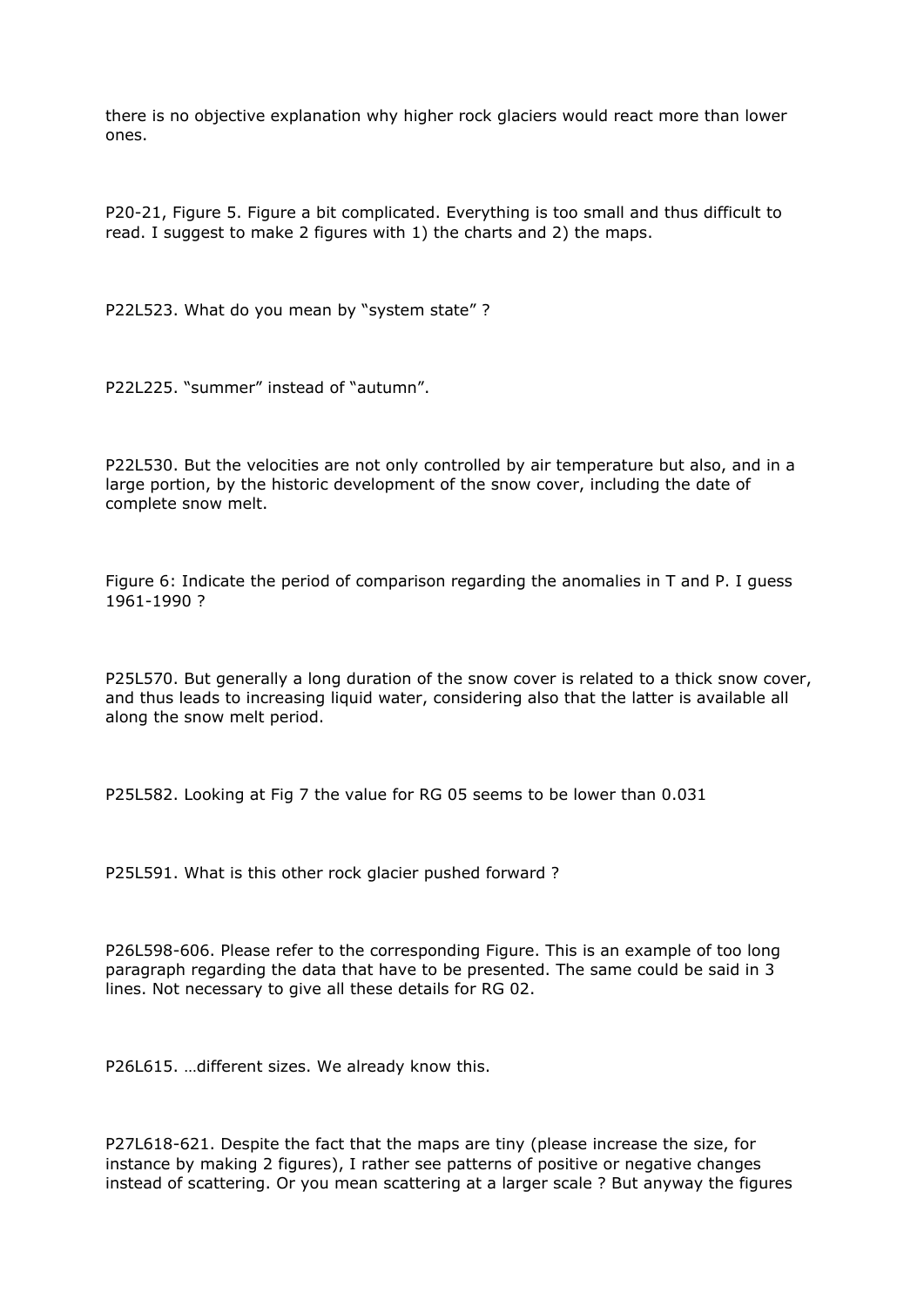there is no objective explanation why higher rock glaciers would react more than lower ones.

P20-21, Figure 5. Figure a bit complicated. Everything is too small and thus difficult to read. I suggest to make 2 figures with 1) the charts and 2) the maps.

P22L523. What do you mean by "system state" ?

P22L225. "summer" instead of "autumn".

P22L530. But the velocities are not only controlled by air temperature but also, and in a large portion, by the historic development of the snow cover, including the date of complete snow melt.

Figure 6: Indicate the period of comparison regarding the anomalies in T and P. I guess 1961-1990 ?

P25L570. But generally a long duration of the snow cover is related to a thick snow cover, and thus leads to increasing liquid water, considering also that the latter is available all along the snow melt period.

P25L582. Looking at Fig 7 the value for RG 05 seems to be lower than 0.031

P25L591. What is this other rock glacier pushed forward ?

P26L598-606. Please refer to the corresponding Figure. This is an example of too long paragraph regarding the data that have to be presented. The same could be said in 3 lines. Not necessary to give all these details for RG 02.

P26L615. …different sizes. We already know this.

P27L618-621. Despite the fact that the maps are tiny (please increase the size, for instance by making 2 figures), I rather see patterns of positive or negative changes instead of scattering. Or you mean scattering at a larger scale ? But anyway the figures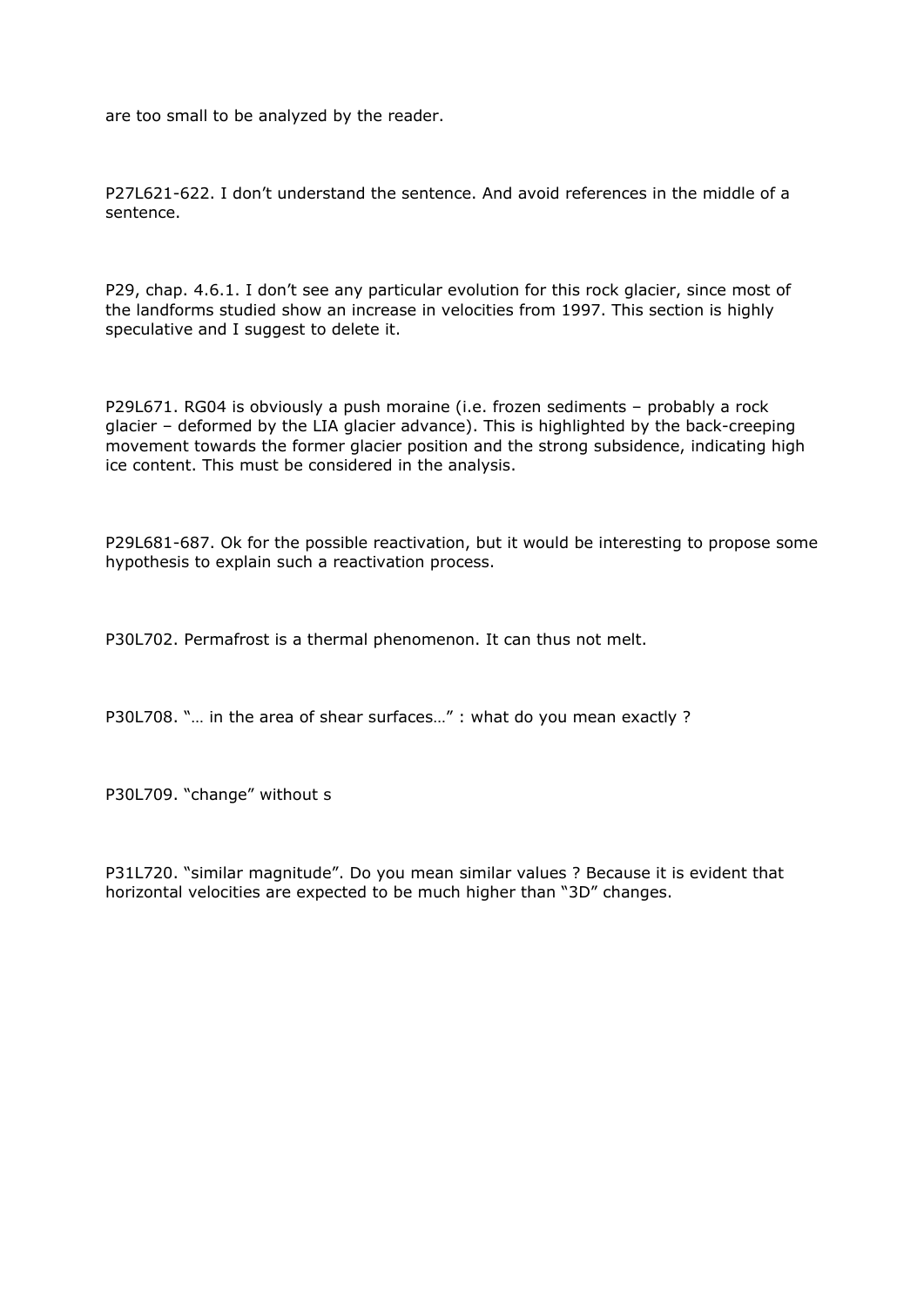are too small to be analyzed by the reader.

P27L621-622. I don't understand the sentence. And avoid references in the middle of a sentence.

P29, chap. 4.6.1. I don't see any particular evolution for this rock glacier, since most of the landforms studied show an increase in velocities from 1997. This section is highly speculative and I suggest to delete it.

P29L671. RG04 is obviously a push moraine (i.e. frozen sediments – probably a rock glacier – deformed by the LIA glacier advance). This is highlighted by the back-creeping movement towards the former glacier position and the strong subsidence, indicating high ice content. This must be considered in the analysis.

P29L681-687. Ok for the possible reactivation, but it would be interesting to propose some hypothesis to explain such a reactivation process.

P30L702. Permafrost is a thermal phenomenon. It can thus not melt.

P30L708. "… in the area of shear surfaces…" : what do you mean exactly ?

P30L709. "change" without s

P31L720. "similar magnitude". Do you mean similar values ? Because it is evident that horizontal velocities are expected to be much higher than "3D" changes.